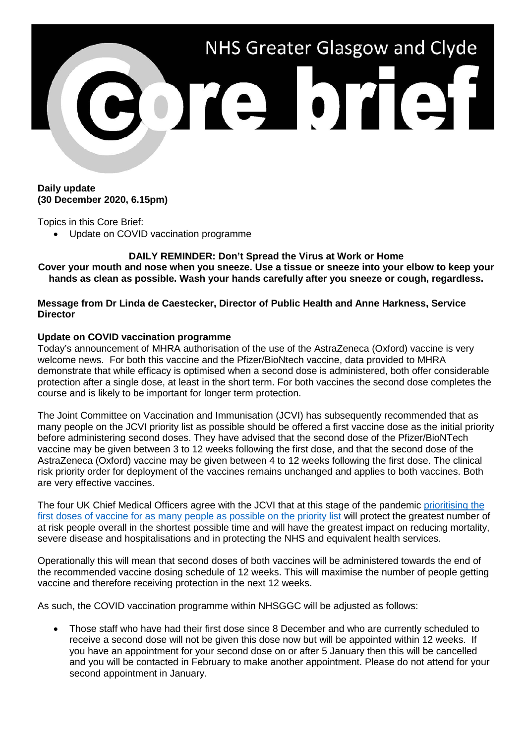# NHS Greater Glasgow and Clyde Core brief

**Daily update**
**(30 December 2020, 6.15pm)**

Topics in this Core Brief:

- Update on COVID vaccination programme

**DAILY REMINDER: Don't Spread the Virus at Work or Home**
**Cover your mouth and nose when you sneeze. Use a tissue or sneeze into your elbow to keep your hands as clean as possible. Wash your hands carefully after you sneeze or cough, regardless.**

**Message from Dr Linda de Caestecker, Director of Public Health and Anne Harkness, Service Director**

**Update on COVID vaccination programme**

Today's announcement of MHRA authorisation of the use of the AstraZeneca (Oxford) vaccine is very welcome news. For both this vaccine and the Pfizer/BioNtech vaccine, data provided to MHRA demonstrate that while efficacy is optimised when a second dose is administered, both offer considerable protection after a single dose, at least in the short term. For both vaccines the second dose completes the course and is likely to be important for longer term protection.

The Joint Committee on Vaccination and Immunisation (JCVI) has subsequently recommended that as many people on the JCVI priority list as possible should be offered a first vaccine dose as the initial priority before administering second doses. They have advised that the second dose of the Pfizer/BioNTech vaccine may be given between 3 to 12 weeks following the first dose, and that the second dose of the AstraZeneca (Oxford) vaccine may be given between 4 to 12 weeks following the first dose. The clinical risk priority order for deployment of the vaccines remains unchanged and applies to both vaccines. Both are very effective vaccines.

The four UK Chief Medical Officers agree with the JCVI that at this stage of the pandemic prioritising the first doses of vaccine for as many people as possible on the priority list will protect the greatest number of at risk people overall in the shortest possible time and will have the greatest impact on reducing mortality, severe disease and hospitalisations and in protecting the NHS and equivalent health services.

Operationally this will mean that second doses of both vaccines will be administered towards the end of the recommended vaccine dosing schedule of 12 weeks. This will maximise the number of people getting vaccine and therefore receiving protection in the next 12 weeks.

As such, the COVID vaccination programme within NHSGGC will be adjusted as follows:

- Those staff who have had their first dose since 8 December and who are currently scheduled to receive a second dose will not be given this dose now but will be appointed within 12 weeks. If you have an appointment for your second dose on or after 5 January then this will be cancelled and you will be contacted in February to make another appointment. Please do not attend for your second appointment in January.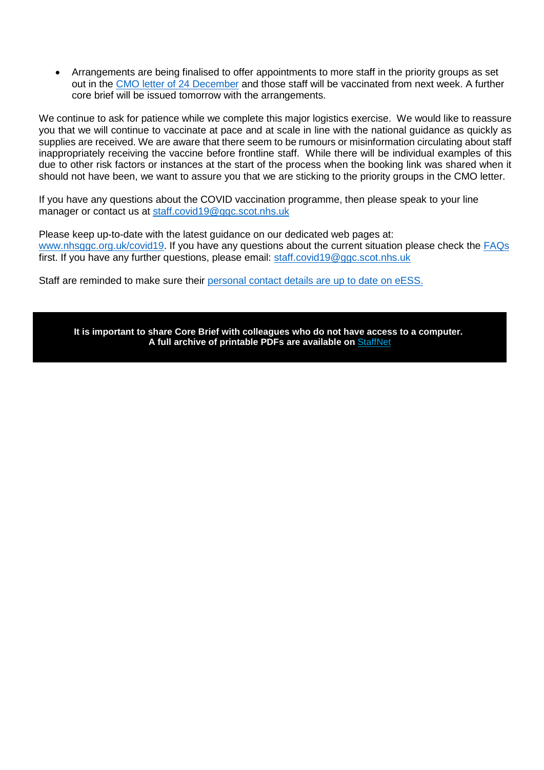- Arrangements are being finalised to offer appointments to more staff in the priority groups as set out in the CMO letter of 24 December and those staff will be vaccinated from next week. A further core brief will be issued tomorrow with the arrangements.

We continue to ask for patience while we complete this major logistics exercise. We would like to reassure you that we will continue to vaccinate at pace and at scale in line with the national guidance as quickly as supplies are received. We are aware that there seem to be rumours or misinformation circulating about staff inappropriately receiving the vaccine before frontline staff. While there will be individual examples of this due to other risk factors or instances at the start of the process when the booking link was shared when it should not have been, we want to assure you that we are sticking to the priority groups in the CMO letter.

If you have any questions about the COVID vaccination programme, then please speak to your line manager or contact us at staff.covid19@ggc.scot.nhs.uk

Please keep up-to-date with the latest guidance on our dedicated web pages at: www.nhsggc.org.uk/covid19. If you have any questions about the current situation please check the FAQs first. If you have any further questions, please email: staff.covid19@ggc.scot.nhs.uk

Staff are reminded to make sure their personal contact details are up to date on eESS.

**It is important to share Core Brief with colleagues who do not have access to a computer.**
**A full archive of printable PDFs are available on** StaffNet